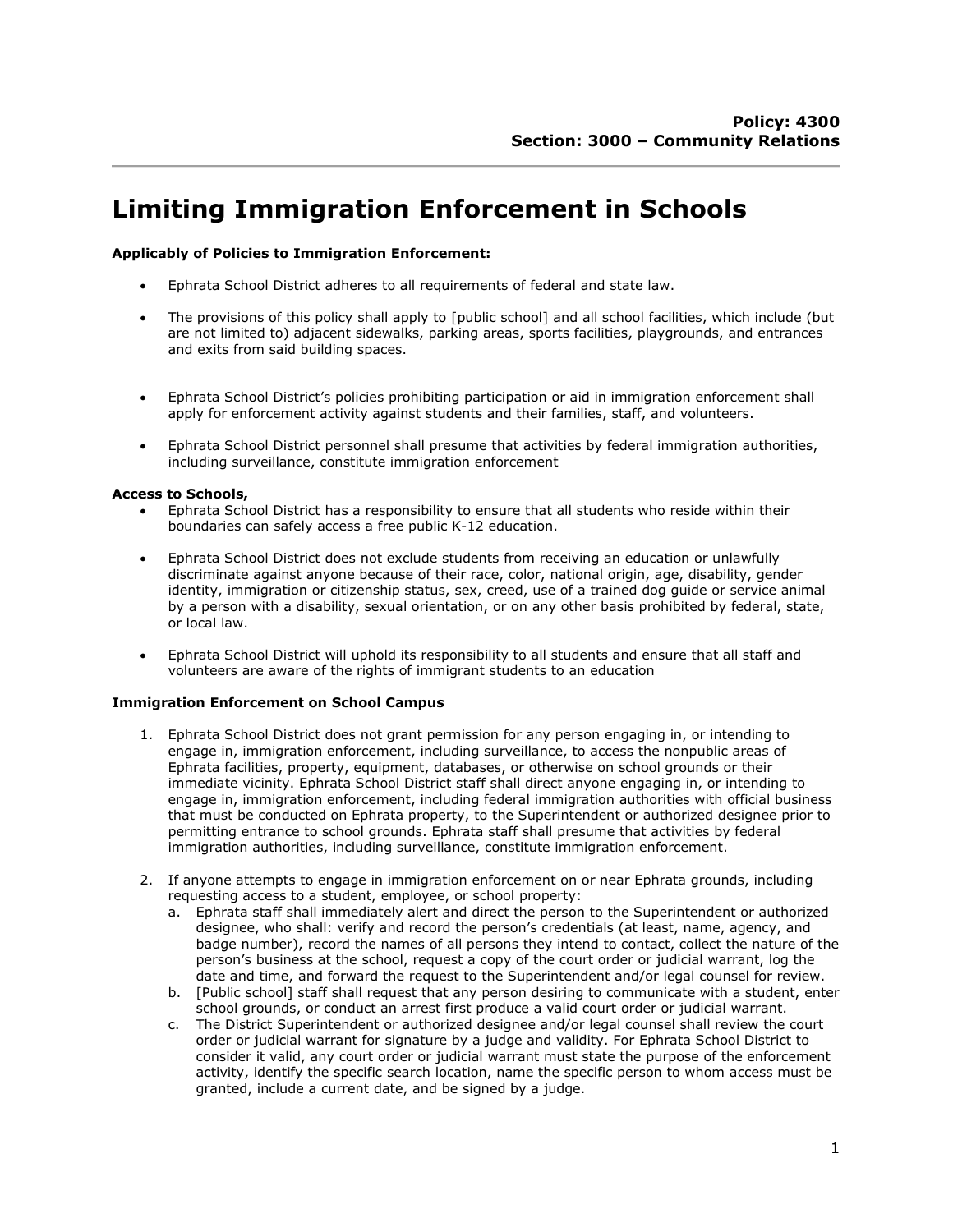**Policy: 4300**
**Section: 3000 – Community Relations**

# Limiting Immigration Enforcement in Schools

**Applicably of Policies to Immigration Enforcement:**

- Ephrata School District adheres to all requirements of federal and state law.
- The provisions of this policy shall apply to [public school] and all school facilities, which include (but are not limited to) adjacent sidewalks, parking areas, sports facilities, playgrounds, and entrances and exits from said building spaces.
- Ephrata School District's policies prohibiting participation or aid in immigration enforcement shall apply for enforcement activity against students and their families, staff, and volunteers.
- Ephrata School District personnel shall presume that activities by federal immigration authorities, including surveillance, constitute immigration enforcement

**Access to Schools,**

- Ephrata School District has a responsibility to ensure that all students who reside within their boundaries can safely access a free public K-12 education.
- Ephrata School District does not exclude students from receiving an education or unlawfully discriminate against anyone because of their race, color, national origin, age, disability, gender identity, immigration or citizenship status, sex, creed, use of a trained dog guide or service animal by a person with a disability, sexual orientation, or on any other basis prohibited by federal, state, or local law.
- Ephrata School District will uphold its responsibility to all students and ensure that all staff and volunteers are aware of the rights of immigrant students to an education

**Immigration Enforcement on School Campus**

1. Ephrata School District does not grant permission for any person engaging in, or intending to engage in, immigration enforcement, including surveillance, to access the nonpublic areas of Ephrata facilities, property, equipment, databases, or otherwise on school grounds or their immediate vicinity. Ephrata School District staff shall direct anyone engaging in, or intending to engage in, immigration enforcement, including federal immigration authorities with official business that must be conducted on Ephrata property, to the Superintendent or authorized designee prior to permitting entrance to school grounds. Ephrata staff shall presume that activities by federal immigration authorities, including surveillance, constitute immigration enforcement.
2. If anyone attempts to engage in immigration enforcement on or near Ephrata grounds, including requesting access to a student, employee, or school property:
   a. Ephrata staff shall immediately alert and direct the person to the Superintendent or authorized designee, who shall: verify and record the person's credentials (at least, name, agency, and badge number), record the names of all persons they intend to contact, collect the nature of the person's business at the school, request a copy of the court order or judicial warrant, log the date and time, and forward the request to the Superintendent and/or legal counsel for review.
   b. [Public school] staff shall request that any person desiring to communicate with a student, enter school grounds, or conduct an arrest first produce a valid court order or judicial warrant.
   c. The District Superintendent or authorized designee and/or legal counsel shall review the court order or judicial warrant for signature by a judge and validity. For Ephrata School District to consider it valid, any court order or judicial warrant must state the purpose of the enforcement activity, identify the specific search location, name the specific person to whom access must be granted, include a current date, and be signed by a judge.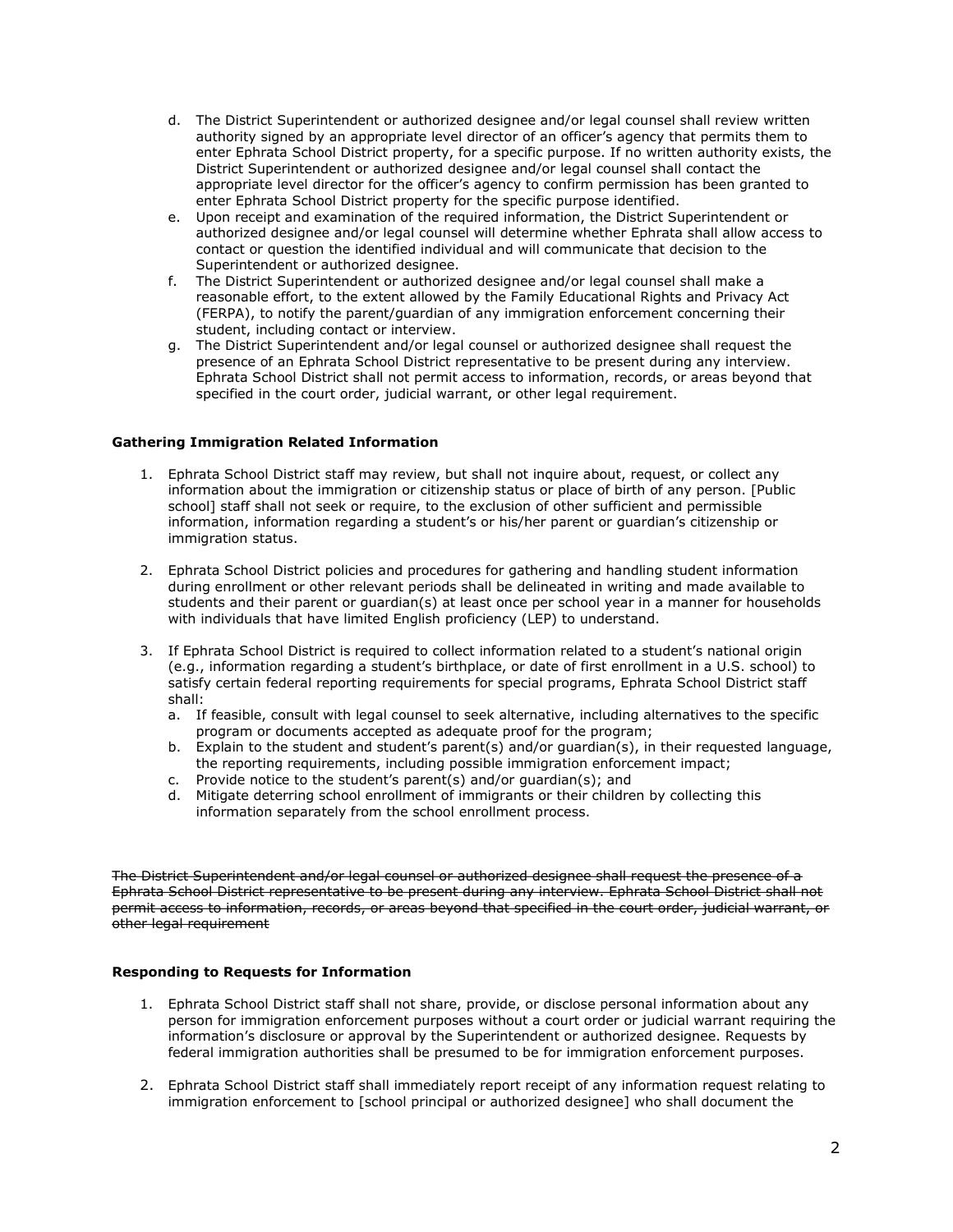d. The District Superintendent or authorized designee and/or legal counsel shall review written authority signed by an appropriate level director of an officer's agency that permits them to enter Ephrata School District property, for a specific purpose. If no written authority exists, the District Superintendent or authorized designee and/or legal counsel shall contact the appropriate level director for the officer's agency to confirm permission has been granted to enter Ephrata School District property for the specific purpose identified.

e. Upon receipt and examination of the required information, the District Superintendent or authorized designee and/or legal counsel will determine whether Ephrata shall allow access to contact or question the identified individual and will communicate that decision to the Superintendent or authorized designee.

f. The District Superintendent or authorized designee and/or legal counsel shall make a reasonable effort, to the extent allowed by the Family Educational Rights and Privacy Act (FERPA), to notify the parent/guardian of any immigration enforcement concerning their student, including contact or interview.

g. The District Superintendent and/or legal counsel or authorized designee shall request the presence of an Ephrata School District representative to be present during any interview. Ephrata School District shall not permit access to information, records, or areas beyond that specified in the court order, judicial warrant, or other legal requirement.

**Gathering Immigration Related Information**

1. Ephrata School District staff may review, but shall not inquire about, request, or collect any information about the immigration or citizenship status or place of birth of any person. [Public school] staff shall not seek or require, to the exclusion of other sufficient and permissible information, information regarding a student's or his/her parent or guardian's citizenship or immigration status.

2. Ephrata School District policies and procedures for gathering and handling student information during enrollment or other relevant periods shall be delineated in writing and made available to students and their parent or guardian(s) at least once per school year in a manner for households with individuals that have limited English proficiency (LEP) to understand.

3. If Ephrata School District is required to collect information related to a student's national origin (e.g., information regarding a student's birthplace, or date of first enrollment in a U.S. school) to satisfy certain federal reporting requirements for special programs, Ephrata School District staff shall:
   a. If feasible, consult with legal counsel to seek alternative, including alternatives to the specific program or documents accepted as adequate proof for the program;
   b. Explain to the student and student's parent(s) and/or guardian(s), in their requested language, the reporting requirements, including possible immigration enforcement impact;
   c. Provide notice to the student's parent(s) and/or guardian(s); and
   d. Mitigate deterring school enrollment of immigrants or their children by collecting this information separately from the school enrollment process.

~~The District Superintendent and/or legal counsel or authorized designee shall request the presence of a Ephrata School District representative to be present during any interview. Ephrata School District shall not permit access to information, records, or areas beyond that specified in the court order, judicial warrant, or other legal requirement~~

**Responding to Requests for Information**

1. Ephrata School District staff shall not share, provide, or disclose personal information about any person for immigration enforcement purposes without a court order or judicial warrant requiring the information's disclosure or approval by the Superintendent or authorized designee. Requests by federal immigration authorities shall be presumed to be for immigration enforcement purposes.

2. Ephrata School District staff shall immediately report receipt of any information request relating to immigration enforcement to [school principal or authorized designee] who shall document the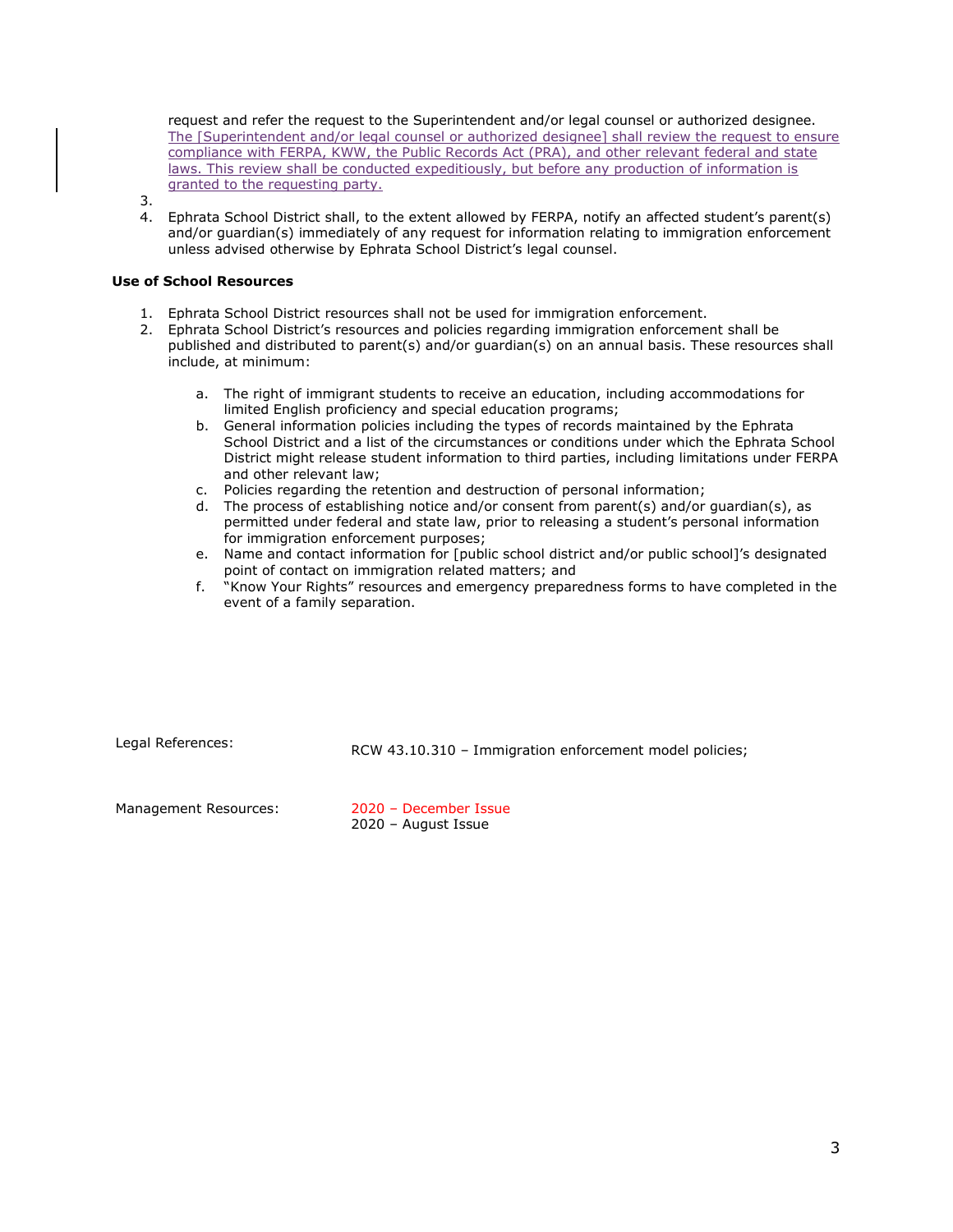request and refer the request to the Superintendent and/or legal counsel or authorized designee. The [Superintendent and/or legal counsel or authorized designee] shall review the request to ensure compliance with FERPA, KWW, the Public Records Act (PRA), and other relevant federal and state laws. This review shall be conducted expeditiously, but before any production of information is granted to the requesting party.

3.
4. Ephrata School District shall, to the extent allowed by FERPA, notify an affected student's parent(s) and/or guardian(s) immediately of any request for information relating to immigration enforcement unless advised otherwise by Ephrata School District's legal counsel.

**Use of School Resources**

1. Ephrata School District resources shall not be used for immigration enforcement.
2. Ephrata School District's resources and policies regarding immigration enforcement shall be published and distributed to parent(s) and/or guardian(s) on an annual basis. These resources shall include, at minimum:

   a. The right of immigrant students to receive an education, including accommodations for limited English proficiency and special education programs;
   b. General information policies including the types of records maintained by the Ephrata School District and a list of the circumstances or conditions under which the Ephrata School District might release student information to third parties, including limitations under FERPA and other relevant law;
   c. Policies regarding the retention and destruction of personal information;
   d. The process of establishing notice and/or consent from parent(s) and/or guardian(s), as permitted under federal and state law, prior to releasing a student's personal information for immigration enforcement purposes;
   e. Name and contact information for [public school district and/or public school]'s designated point of contact on immigration related matters; and
   f. "Know Your Rights" resources and emergency preparedness forms to have completed in the event of a family separation.

Legal References: RCW 43.10.310 – Immigration enforcement model policies;

Management Resources: 2020 – December Issue
2020 – August Issue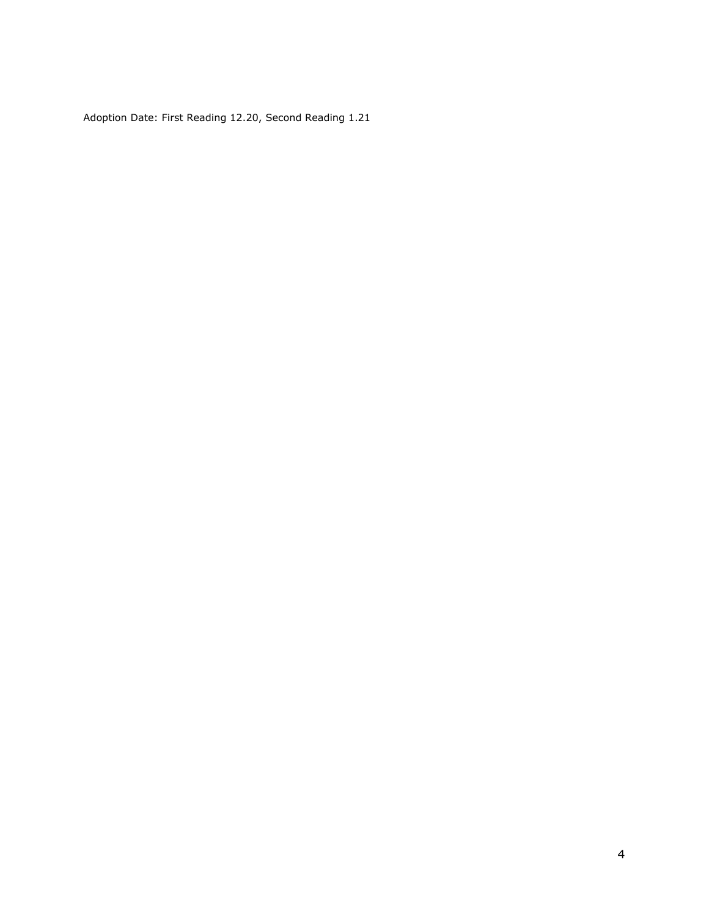Adoption Date: First Reading 12.20, Second Reading 1.21